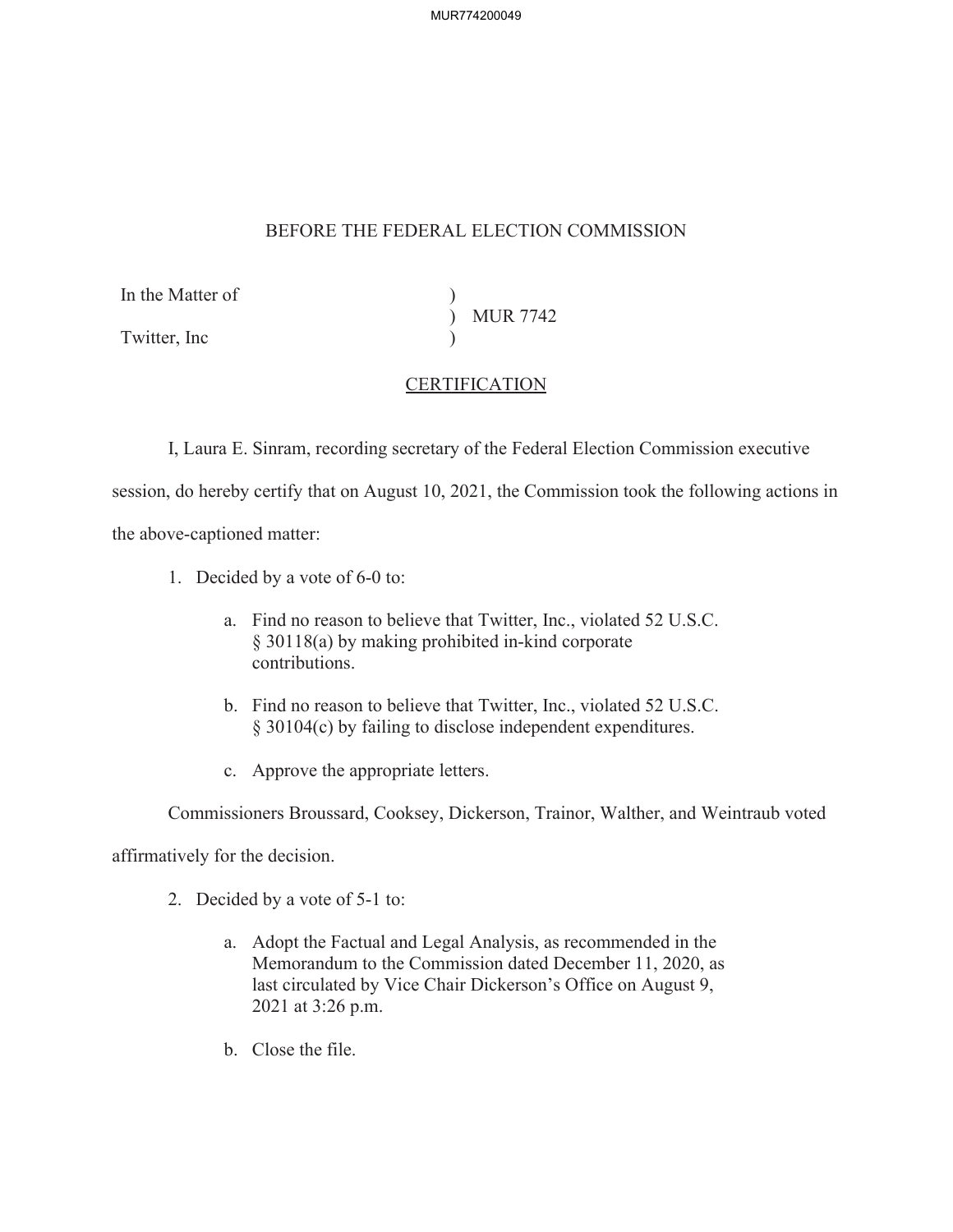# BEFORE THE FEDERAL ELECTION COMMISSION

In the Matter of )
) MUR 7742
Twitter, Inc )

## CERTIFICATION

I, Laura E. Sinram, recording secretary of the Federal Election Commission executive session, do hereby certify that on August 10, 2021, the Commission took the following actions in the above-captioned matter:

1. Decided by a vote of 6-0 to:

   a. Find no reason to believe that Twitter, Inc., violated 52 U.S.C. § 30118(a) by making prohibited in-kind corporate contributions.

   b. Find no reason to believe that Twitter, Inc., violated 52 U.S.C. § 30104(c) by failing to disclose independent expenditures.

   c. Approve the appropriate letters.

Commissioners Broussard, Cooksey, Dickerson, Trainor, Walther, and Weintraub voted affirmatively for the decision.

2. Decided by a vote of 5-1 to:

   a. Adopt the Factual and Legal Analysis, as recommended in the Memorandum to the Commission dated December 11, 2020, as last circulated by Vice Chair Dickerson's Office on August 9, 2021 at 3:26 p.m.

   b. Close the file.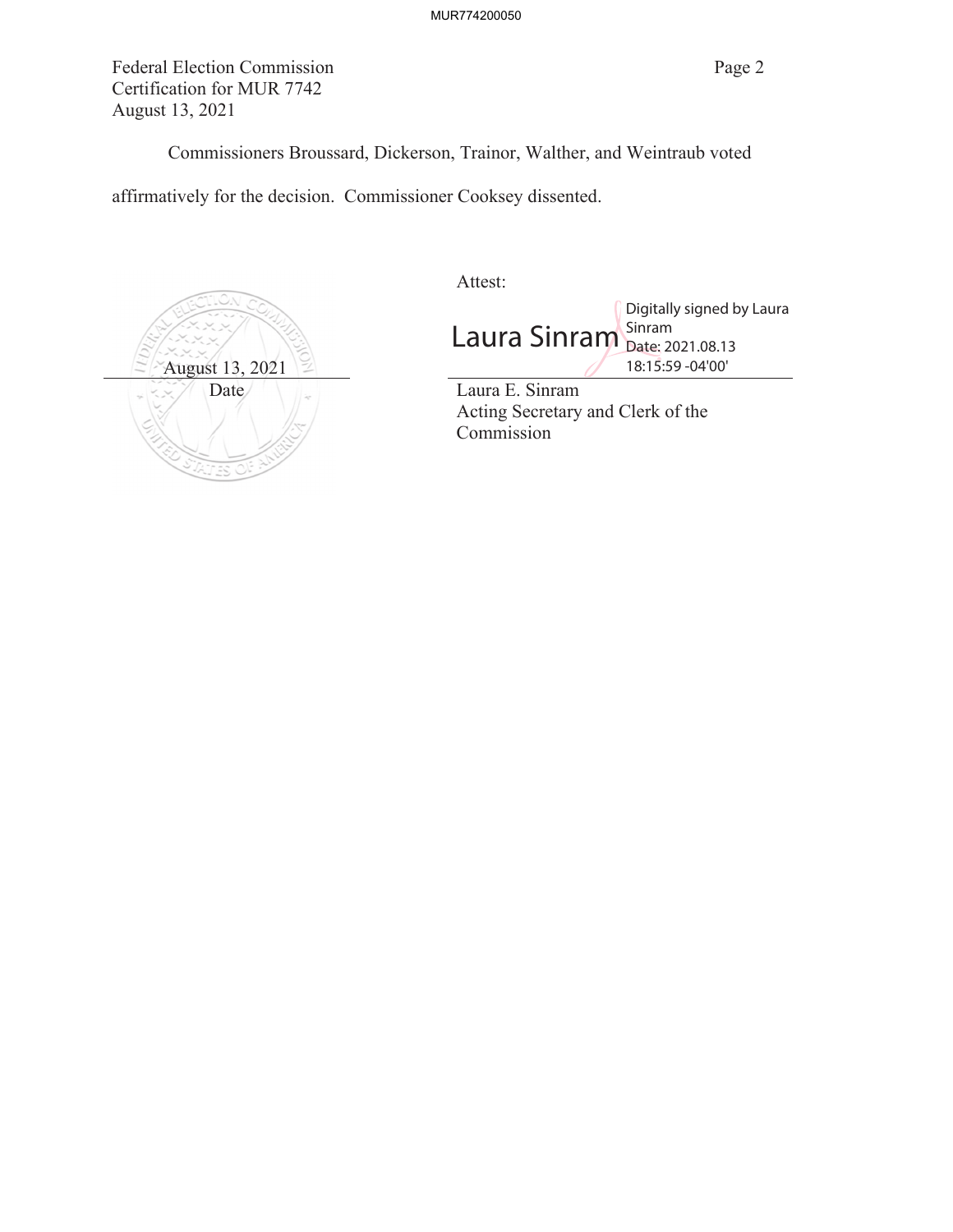Federal Election Commission
Certification for MUR 7742
August 13, 2021

Commissioners Broussard, Dickerson, Trainor, Walther, and Weintraub voted affirmatively for the decision. Commissioner Cooksey dissented.

August 13, 2021
Date

Attest:

Laura Sinram Digitally signed by Laura Sinram Date: 2021.08.13 18:15:59 -04'00'

Laura E. Sinram
Acting Secretary and Clerk of the Commission